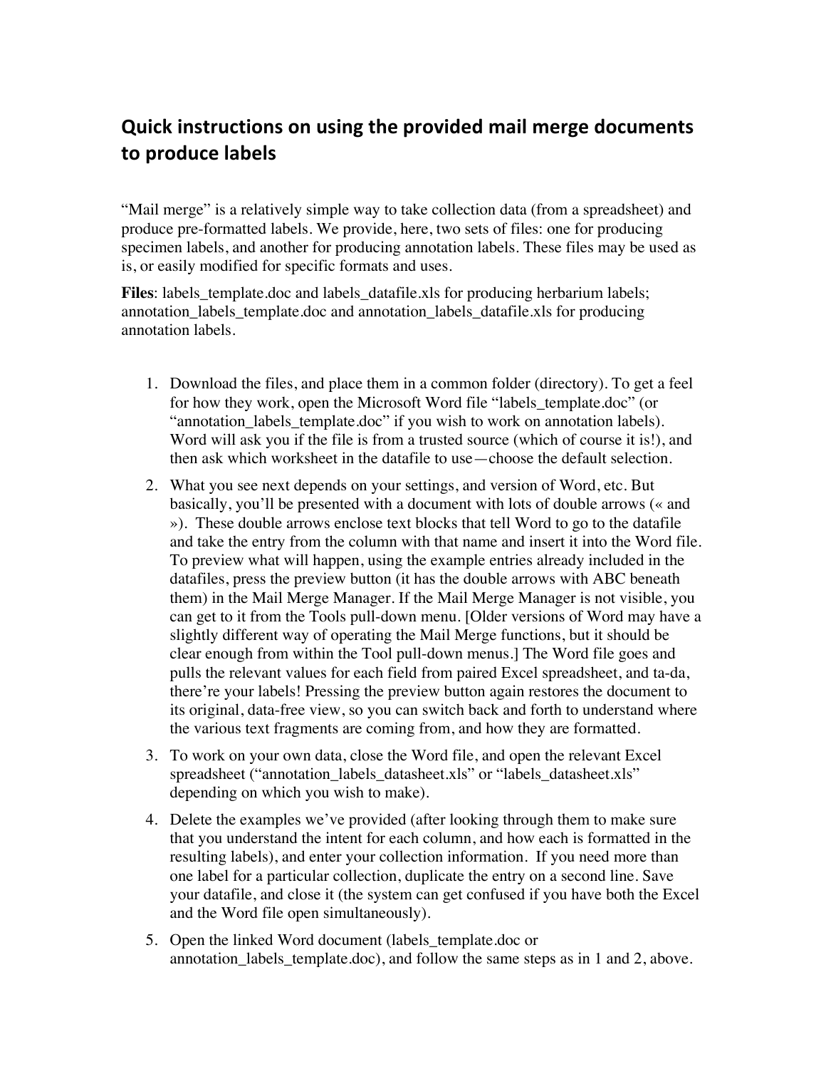## Quick instructions on using the provided mail merge documents to produce labels

"Mail merge" is a relatively simple way to take collection data (from a spreadsheet) and produce pre-formatted labels. We provide, here, two sets of files: one for producing specimen labels, and another for producing annotation labels. These files may be used as is, or easily modified for specific formats and uses.

**Files**: labels_template.doc and labels_datafile.xls for producing herbarium labels; annotation_labels_template.doc and annotation_labels_datafile.xls for producing annotation labels.

1. Download the files, and place them in a common folder (directory). To get a feel for how they work, open the Microsoft Word file "labels_template.doc" (or "annotation_labels_template.doc" if you wish to work on annotation labels). Word will ask you if the file is from a trusted source (which of course it is!), and then ask which worksheet in the datafile to use—choose the default selection.
2. What you see next depends on your settings, and version of Word, etc. But basically, you'll be presented with a document with lots of double arrows (« and »). These double arrows enclose text blocks that tell Word to go to the datafile and take the entry from the column with that name and insert it into the Word file. To preview what will happen, using the example entries already included in the datafiles, press the preview button (it has the double arrows with ABC beneath them) in the Mail Merge Manager. If the Mail Merge Manager is not visible, you can get to it from the Tools pull-down menu. [Older versions of Word may have a slightly different way of operating the Mail Merge functions, but it should be clear enough from within the Tool pull-down menus.] The Word file goes and pulls the relevant values for each field from paired Excel spreadsheet, and ta-da, there're your labels! Pressing the preview button again restores the document to its original, data-free view, so you can switch back and forth to understand where the various text fragments are coming from, and how they are formatted.
3. To work on your own data, close the Word file, and open the relevant Excel spreadsheet ("annotation_labels_datasheet.xls" or "labels_datasheet.xls" depending on which you wish to make).
4. Delete the examples we've provided (after looking through them to make sure that you understand the intent for each column, and how each is formatted in the resulting labels), and enter your collection information. If you need more than one label for a particular collection, duplicate the entry on a second line. Save your datafile, and close it (the system can get confused if you have both the Excel and the Word file open simultaneously).
5. Open the linked Word document (labels_template.doc or annotation_labels_template.doc), and follow the same steps as in 1 and 2, above.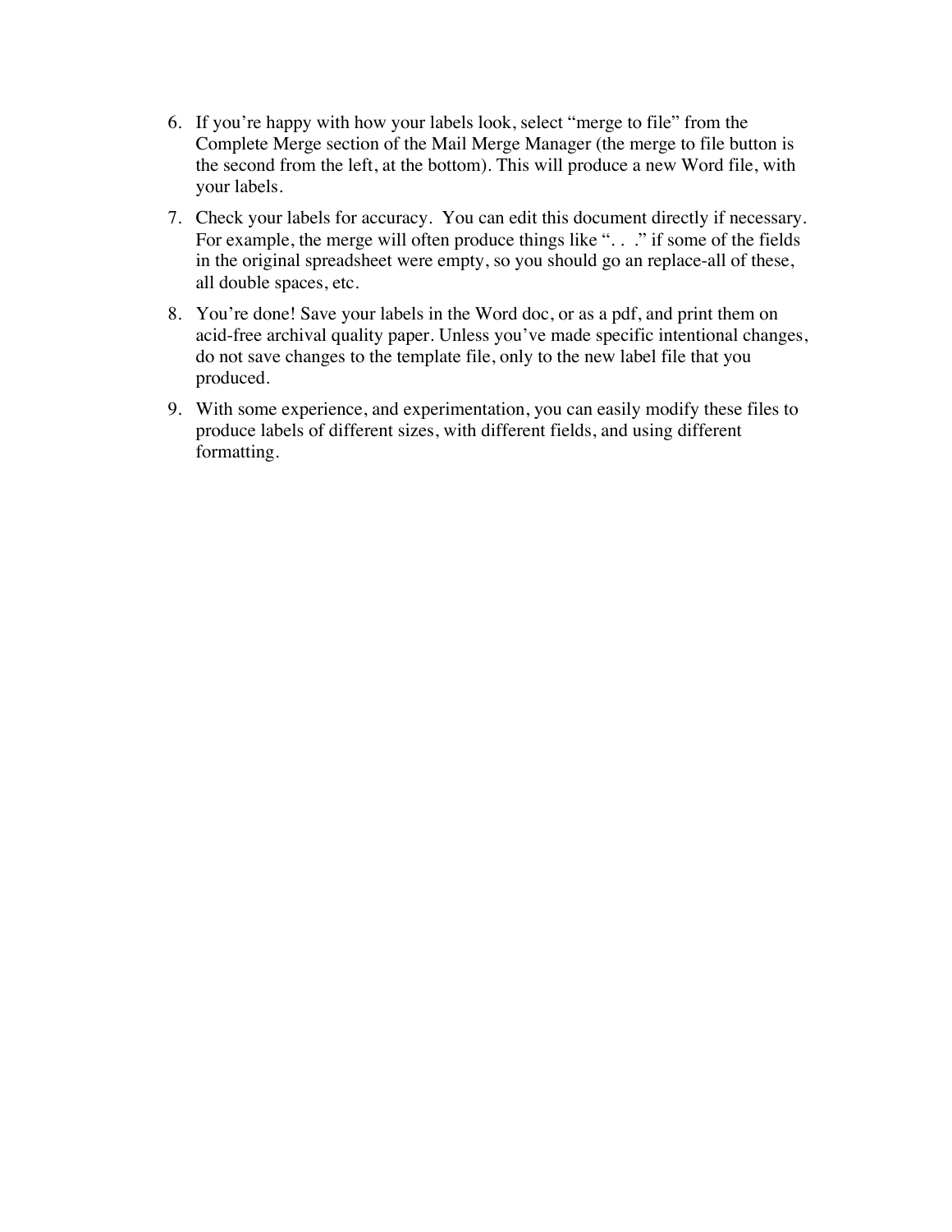6. If you're happy with how your labels look, select "merge to file" from the Complete Merge section of the Mail Merge Manager (the merge to file button is the second from the left, at the bottom). This will produce a new Word file, with your labels.

7. Check your labels for accuracy. You can edit this document directly if necessary. For example, the merge will often produce things like ". . ." if some of the fields in the original spreadsheet were empty, so you should go an replace-all of these, all double spaces, etc.

8. You're done! Save your labels in the Word doc, or as a pdf, and print them on acid-free archival quality paper. Unless you've made specific intentional changes, do not save changes to the template file, only to the new label file that you produced.

9. With some experience, and experimentation, you can easily modify these files to produce labels of different sizes, with different fields, and using different formatting.